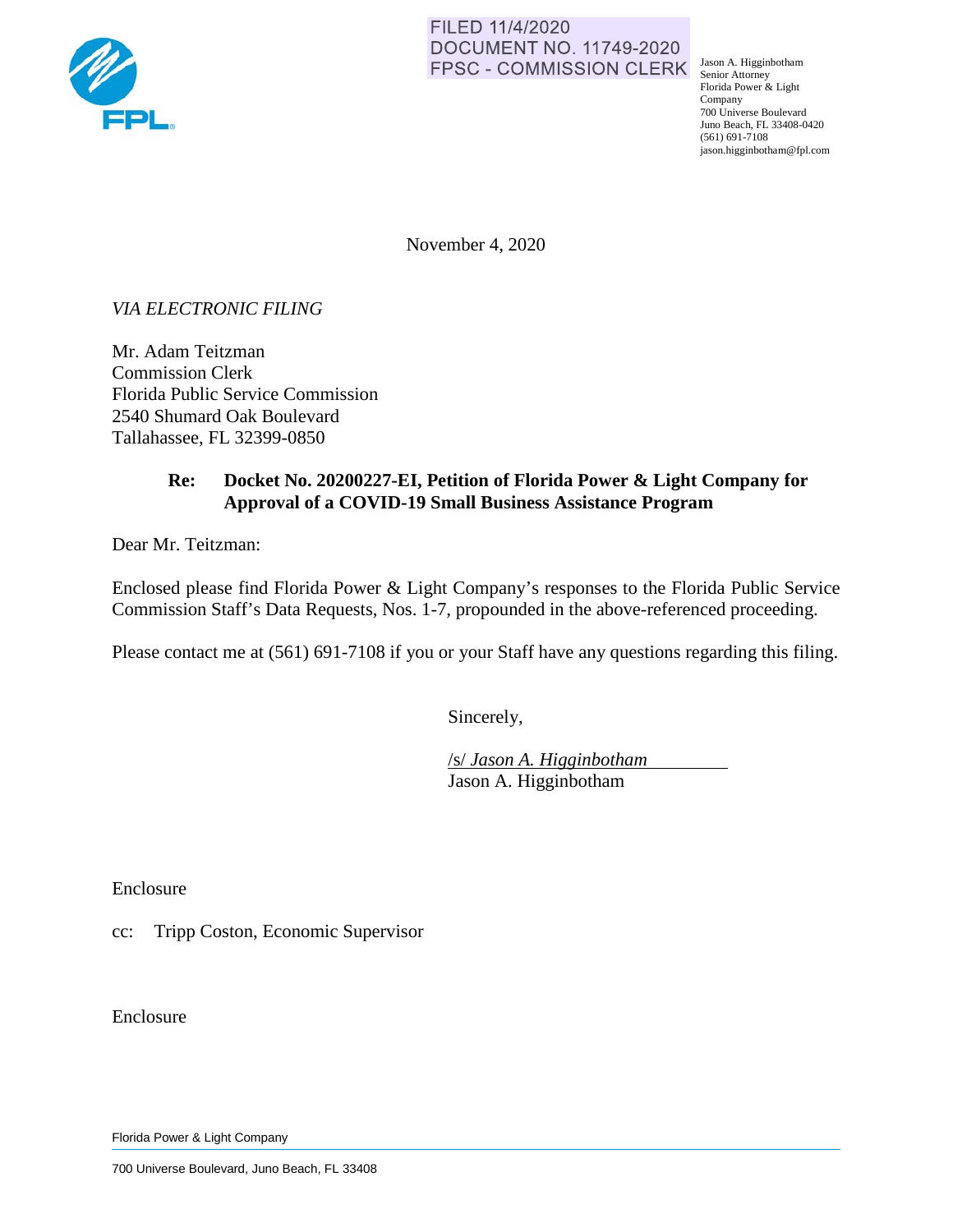FILED 11/4/2020
DOCUMENT NO. 11749-2020
FPSC - COMMISSION CLERK

Jason A. Higginbotham
Senior Attorney
Florida Power & Light Company
700 Universe Boulevard
Juno Beach, FL 33408-0420
(561) 691-7108
jason.higginbotham@fpl.com

November 4, 2020

*VIA ELECTRONIC FILING*

Mr. Adam Teitzman
Commission Clerk
Florida Public Service Commission
2540 Shumard Oak Boulevard
Tallahassee, FL 32399-0850

**Re: Docket No. 20200227-EI, Petition of Florida Power & Light Company for Approval of a COVID-19 Small Business Assistance Program**

Dear Mr. Teitzman:

Enclosed please find Florida Power & Light Company's responses to the Florida Public Service Commission Staff's Data Requests, Nos. 1-7, propounded in the above-referenced proceeding.

Please contact me at (561) 691-7108 if you or your Staff have any questions regarding this filing.

Sincerely,

/s/ *Jason A. Higginbotham*
Jason A. Higginbotham

Enclosure

cc: Tripp Coston, Economic Supervisor

Enclosure

Florida Power & Light Company

700 Universe Boulevard, Juno Beach, FL 33408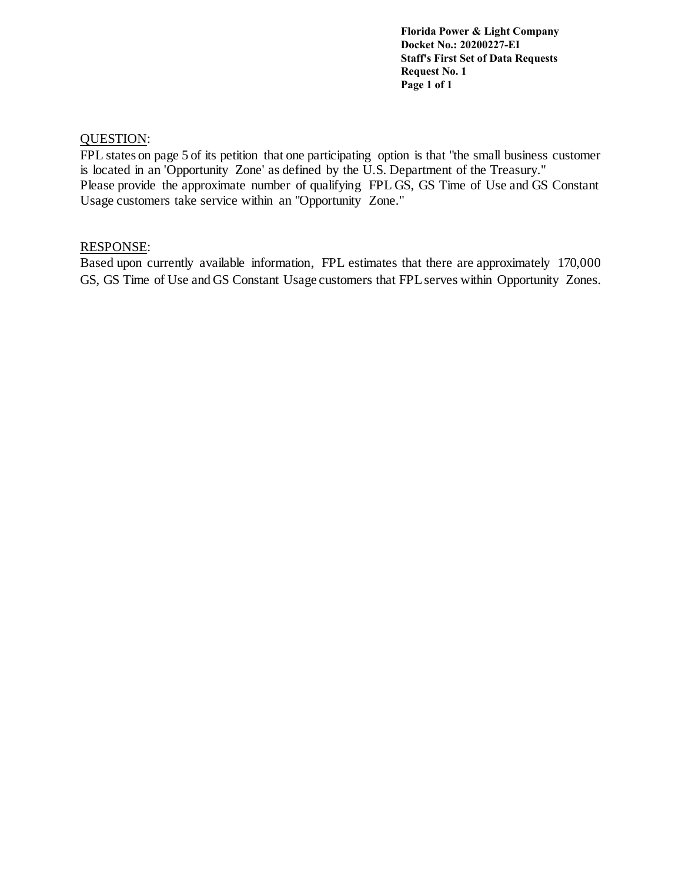**Florida Power & Light Company**
**Docket No.: 20200227-EI**
**Staff's First Set of Data Requests**
**Request No. 1**

QUESTION:

FPL states on page 5 of its petition that one participating option is that "the small business customer is located in an 'Opportunity Zone' as defined by the U.S. Department of the Treasury."
Please provide the approximate number of qualifying FPL GS, GS Time of Use and GS Constant Usage customers take service within an "Opportunity Zone."

RESPONSE:

Based upon currently available information, FPL estimates that there are approximately 170,000 GS, GS Time of Use and GS Constant Usage customers that FPL serves within Opportunity Zones.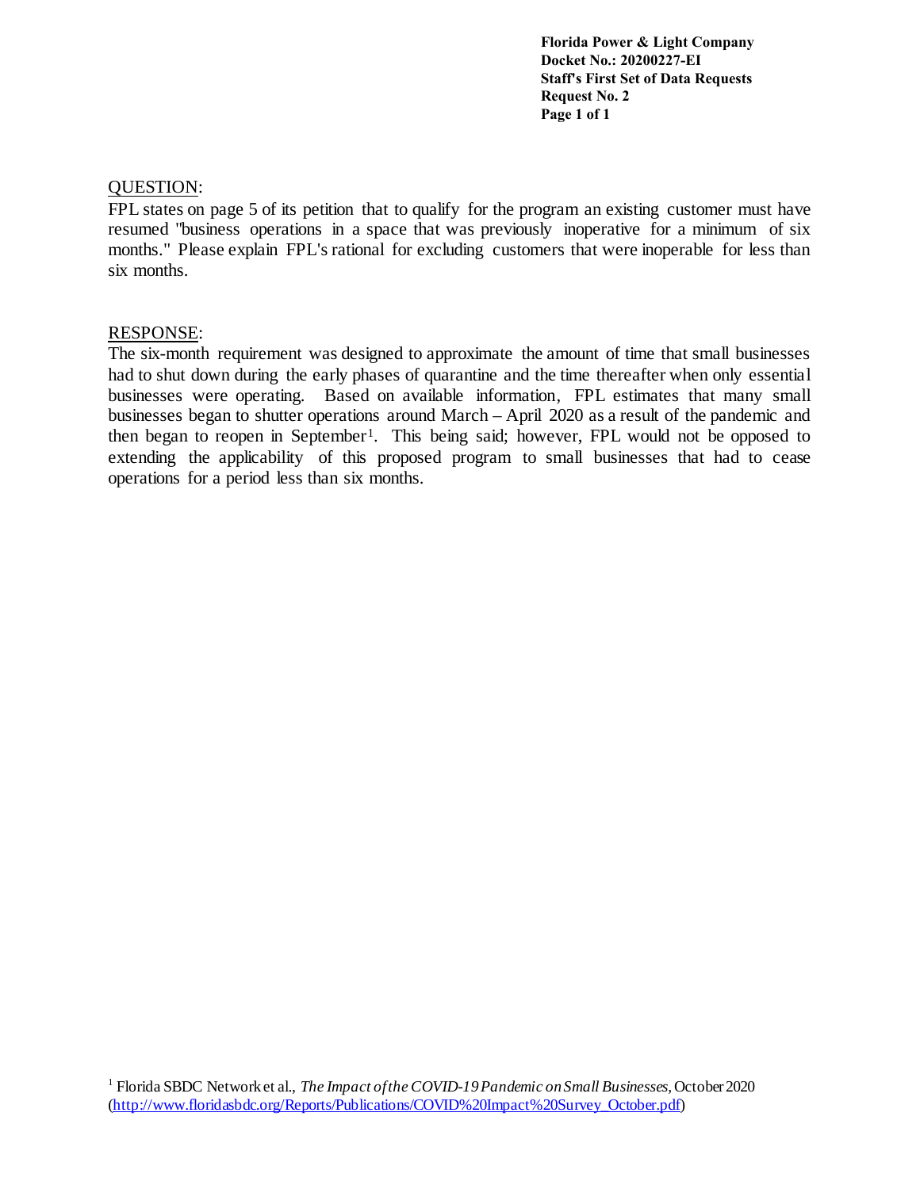**Florida Power & Light Company**
**Docket No.: 20200227-EI**
**Staff's First Set of Data Requests**
**Request No. 2**

QUESTION:

FPL states on page 5 of its petition that to qualify for the program an existing customer must have resumed "business operations in a space that was previously inoperative for a minimum of six months." Please explain FPL's rational for excluding customers that were inoperable for less than six months.

RESPONSE:

The six-month requirement was designed to approximate the amount of time that small businesses had to shut down during the early phases of quarantine and the time thereafter when only essential businesses were operating. Based on available information, FPL estimates that many small businesses began to shutter operations around March – April 2020 as a result of the pandemic and then began to reopen in September[1]. This being said; however, FPL would not be opposed to extending the applicability of this proposed program to small businesses that had to cease operations for a period less than six months.

[1] Florida SBDC Network et al., *The Impact of the COVID-19 Pandemic on Small Businesses,* October 2020 (http://www.floridasbdc.org/Reports/Publications/COVID%20Impact%20Survey_October.pdf)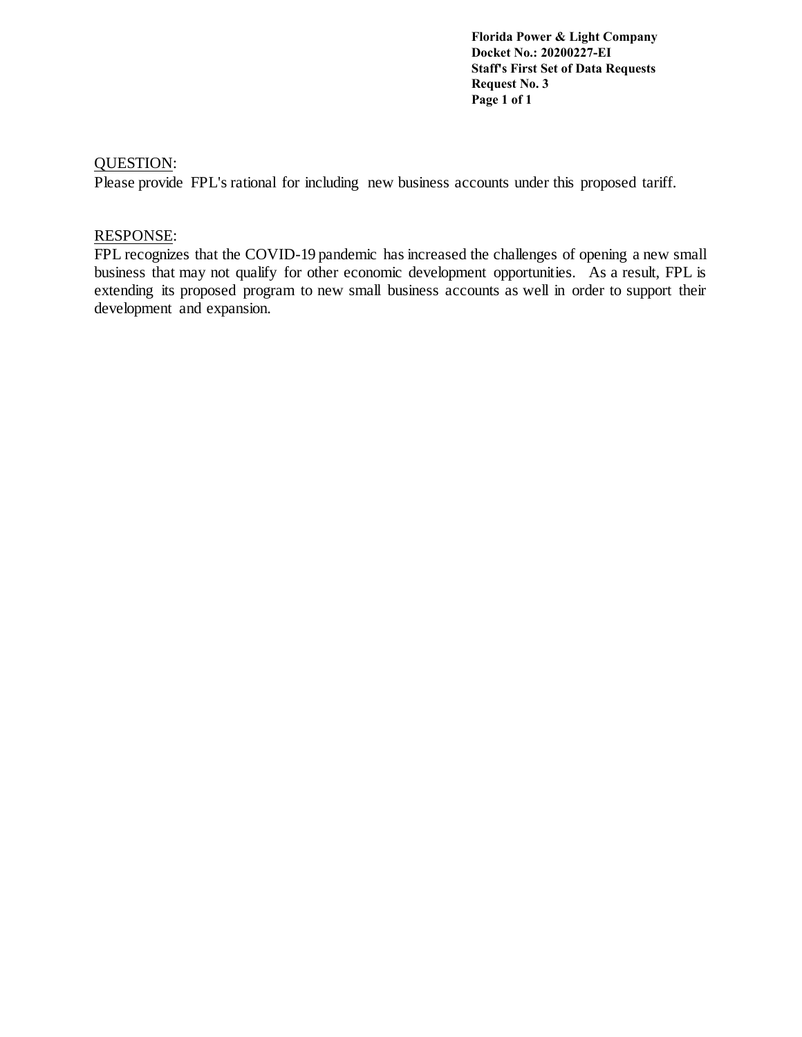**Florida Power & Light Company**
**Docket No.: 20200227-EI**
**Staff's First Set of Data Requests**
**Request No. 3**

QUESTION:
Please provide FPL's rational for including new business accounts under this proposed tariff.

RESPONSE:
FPL recognizes that the COVID-19 pandemic has increased the challenges of opening a new small business that may not qualify for other economic development opportunities. As a result, FPL is extending its proposed program to new small business accounts as well in order to support their development and expansion.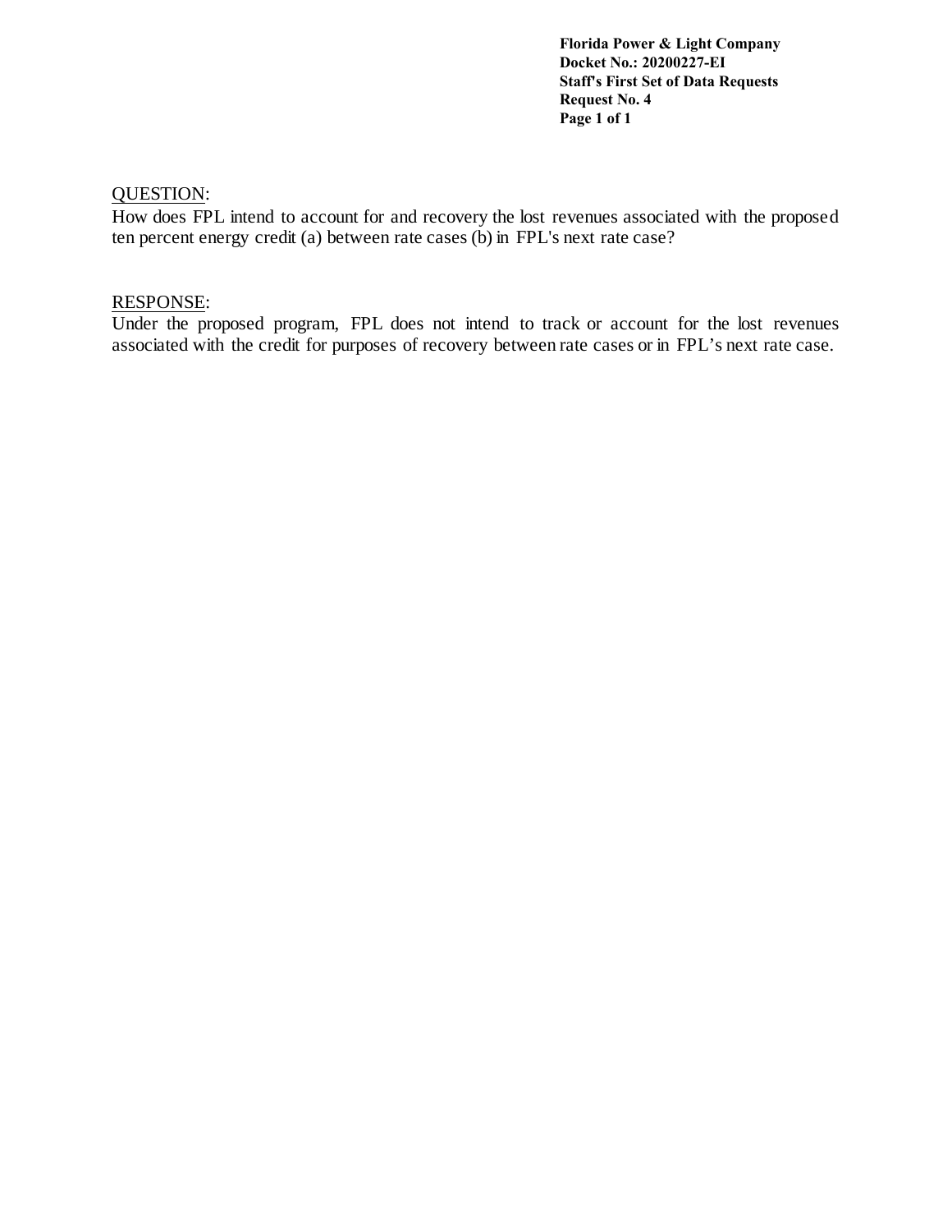**Florida Power & Light Company**
**Docket No.: 20200227-EI**
**Staff's First Set of Data Requests**
**Request No. 4**

QUESTION:
How does FPL intend to account for and recovery the lost revenues associated with the proposed ten percent energy credit (a) between rate cases (b) in FPL's next rate case?

RESPONSE:
Under the proposed program, FPL does not intend to track or account for the lost revenues associated with the credit for purposes of recovery between rate cases or in FPL's next rate case.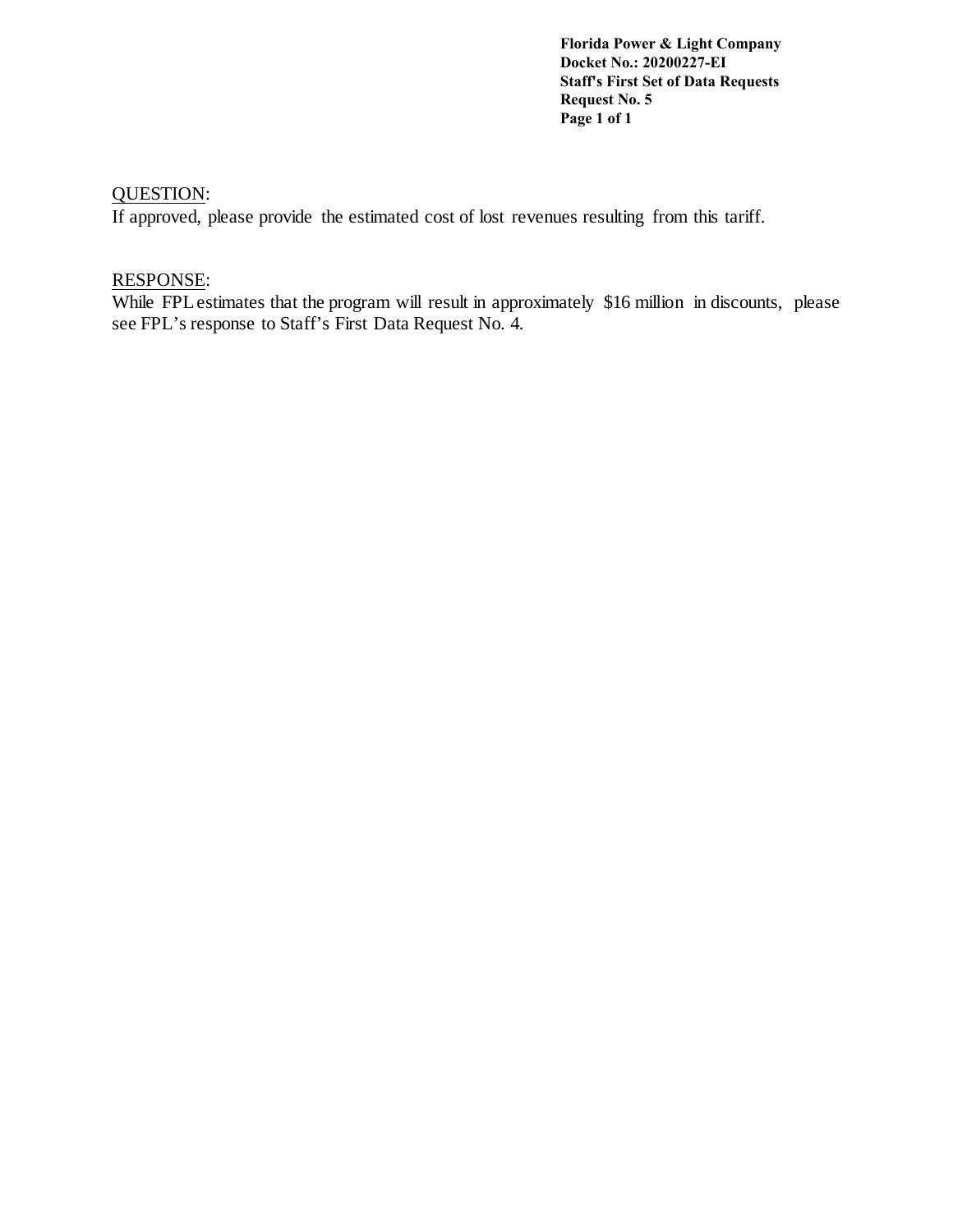QUESTION:
If approved, please provide the estimated cost of lost revenues resulting from this tariff.

RESPONSE:
While FPL estimates that the program will result in approximately $16 million in discounts, please see FPL's response to Staff's First Data Request No. 4.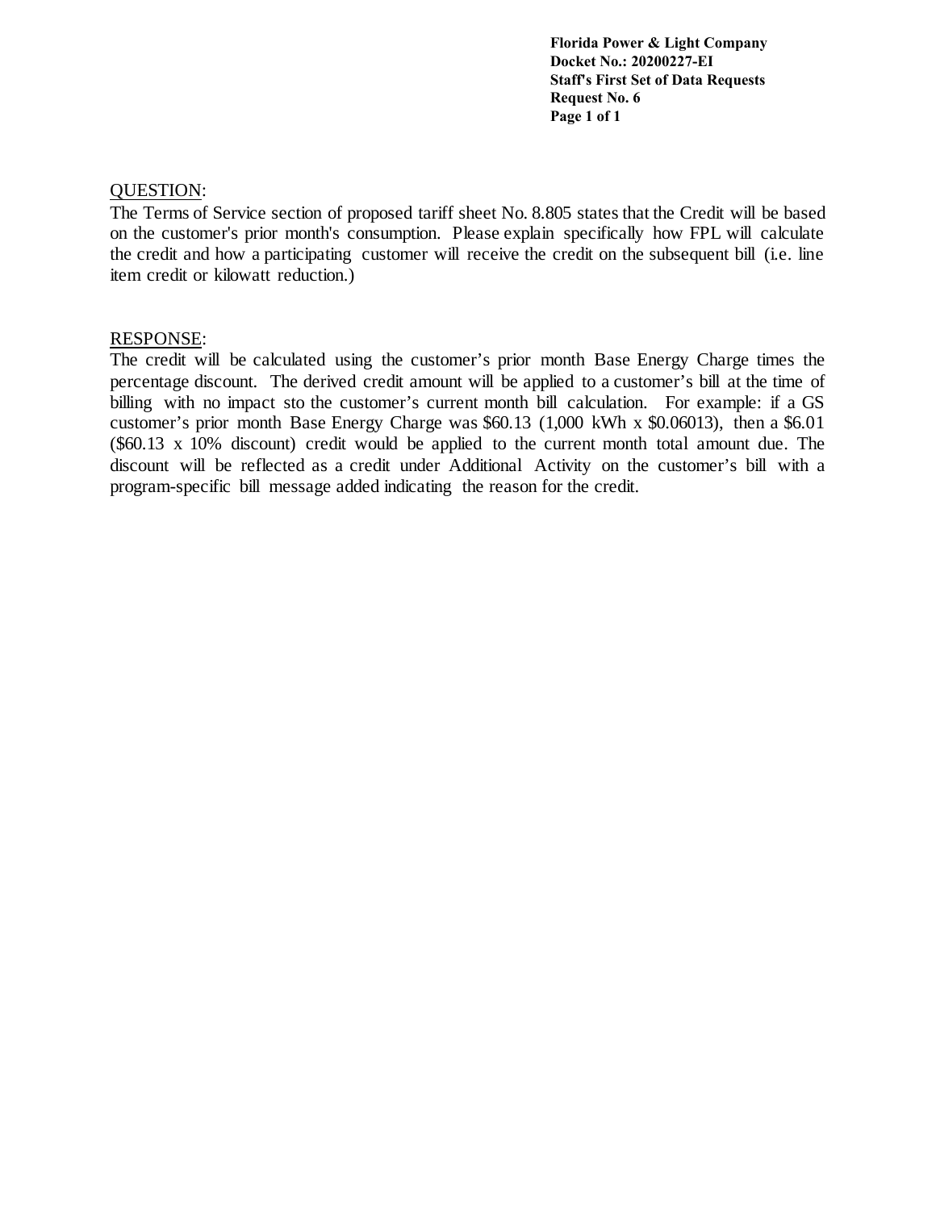**Florida Power & Light Company**
**Docket No.: 20200227-EI**
**Staff's First Set of Data Requests**
**Request No. 6**

QUESTION:
The Terms of Service section of proposed tariff sheet No. 8.805 states that the Credit will be based on the customer's prior month's consumption. Please explain specifically how FPL will calculate the credit and how a participating customer will receive the credit on the subsequent bill (i.e. line item credit or kilowatt reduction.)

RESPONSE:
The credit will be calculated using the customer's prior month Base Energy Charge times the percentage discount. The derived credit amount will be applied to a customer's bill at the time of billing with no impact sto the customer's current month bill calculation. For example: if a GS customer's prior month Base Energy Charge was $60.13 (1,000 kWh x $0.06013), then a $6.01 ($60.13 x 10% discount) credit would be applied to the current month total amount due. The discount will be reflected as a credit under Additional Activity on the customer's bill with a program-specific bill message added indicating the reason for the credit.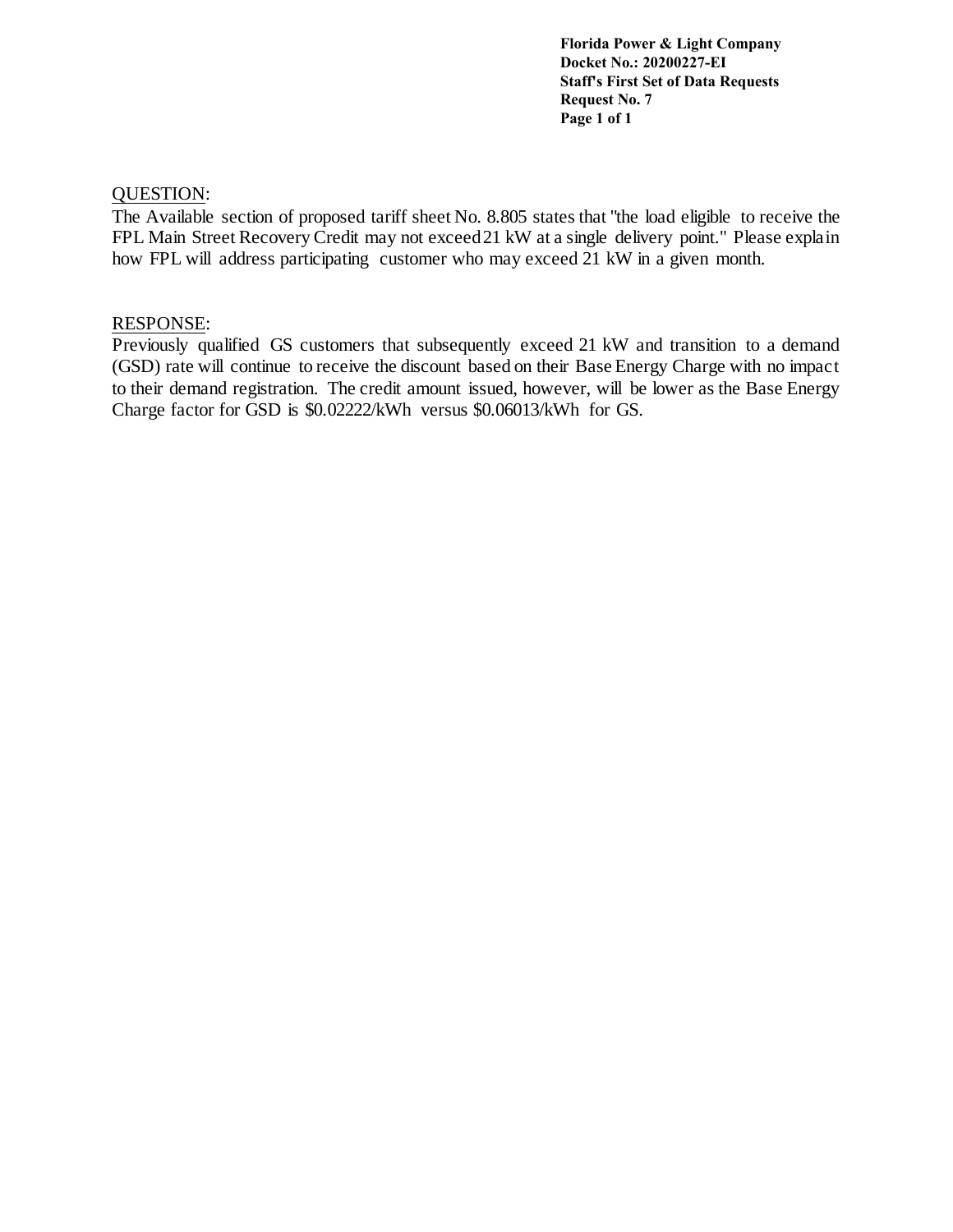**Florida Power & Light Company**
**Docket No.: 20200227-EI**
**Staff's First Set of Data Requests**
**Request No. 7**

QUESTION:

The Available section of proposed tariff sheet No. 8.805 states that "the load eligible to receive the FPL Main Street Recovery Credit may not exceed 21 kW at a single delivery point." Please explain how FPL will address participating customer who may exceed 21 kW in a given month.

RESPONSE:

Previously qualified GS customers that subsequently exceed 21 kW and transition to a demand (GSD) rate will continue to receive the discount based on their Base Energy Charge with no impact to their demand registration. The credit amount issued, however, will be lower as the Base Energy Charge factor for GSD is $0.02222/kWh versus $0.06013/kWh for GS.